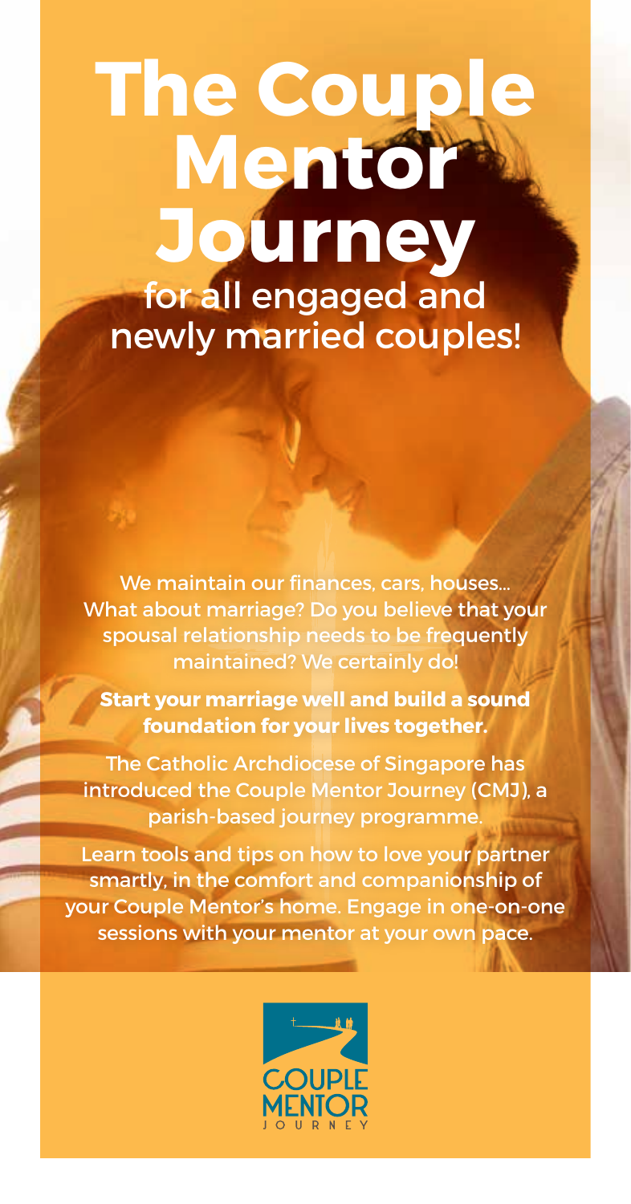# The Couple Mentor Journey

## for all engaged and newly married couples!

We maintain our finances, cars, houses... What about marriage? Do you believe that your spousal relationship needs to be frequently maintained? We certainly do!

**Start your marriage well and build a sound foundation for your lives together.**

The Catholic Archdiocese of Singapore has introduced the Couple Mentor Journey (CMJ), a parish-based journey programme.

Learn tools and tips on how to love your partner smartly, in the comfort and companionship of your Couple Mentor's home. Engage in one-on-one sessions with your mentor at your own pace.

COUPLE MENTOR JOURNEY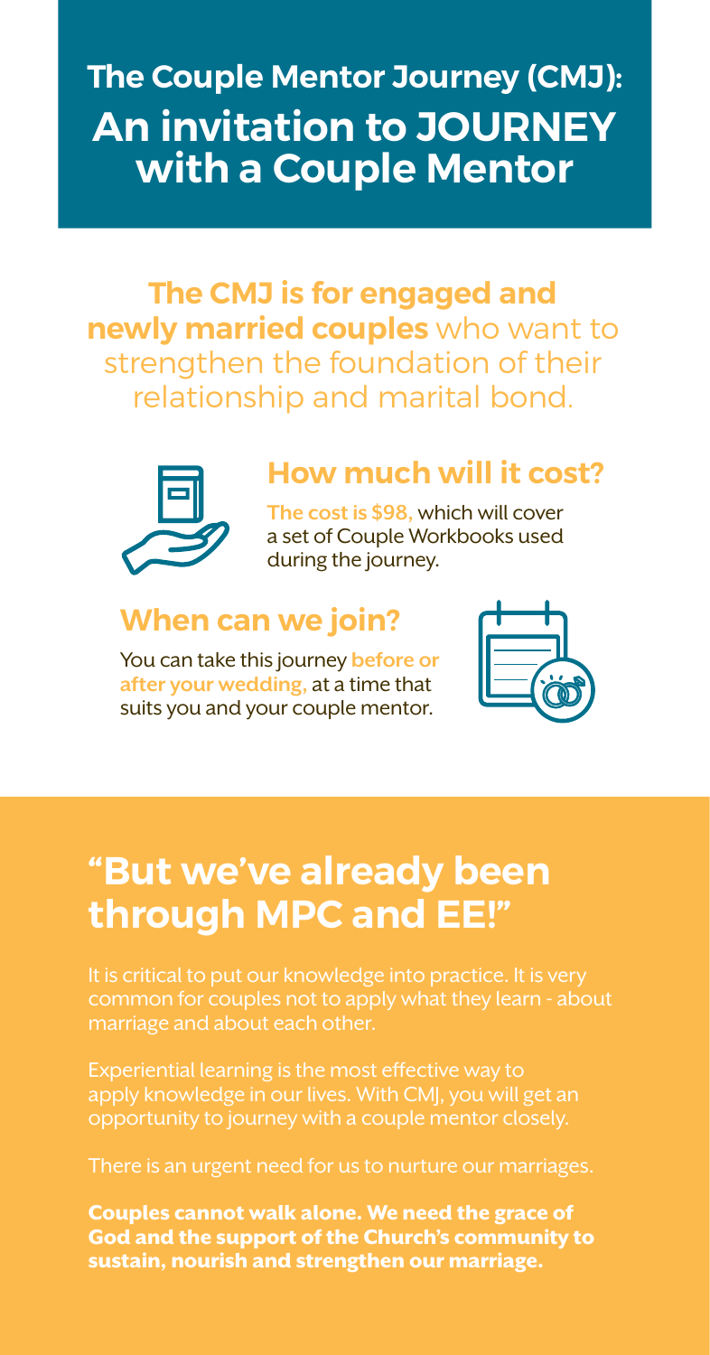# The Couple Mentor Journey (CMJ): An invitation to JOURNEY with a Couple Mentor

**The CMJ is for engaged and newly married couples** who want to strengthen the foundation of their relationship and marital bond.

## How much will it cost?

**The cost is $98,** which will cover a set of Couple Workbooks used during the journey.

## When can we join?

You can take this journey **before or after your wedding,** at a time that suits you and your couple mentor.

## "But we've already been through MPC and EE!"

It is critical to put our knowledge into practice. It is very common for couples not to apply what they learn - about marriage and about each other.

Experiential learning is the most effective way to apply knowledge in our lives. With CMJ, you will get an opportunity to journey with a couple mentor closely.

There is an urgent need for us to nurture our marriages.

**Couples cannot walk alone. We need the grace of God and the support of the Church's community to sustain, nourish and strengthen our marriage.**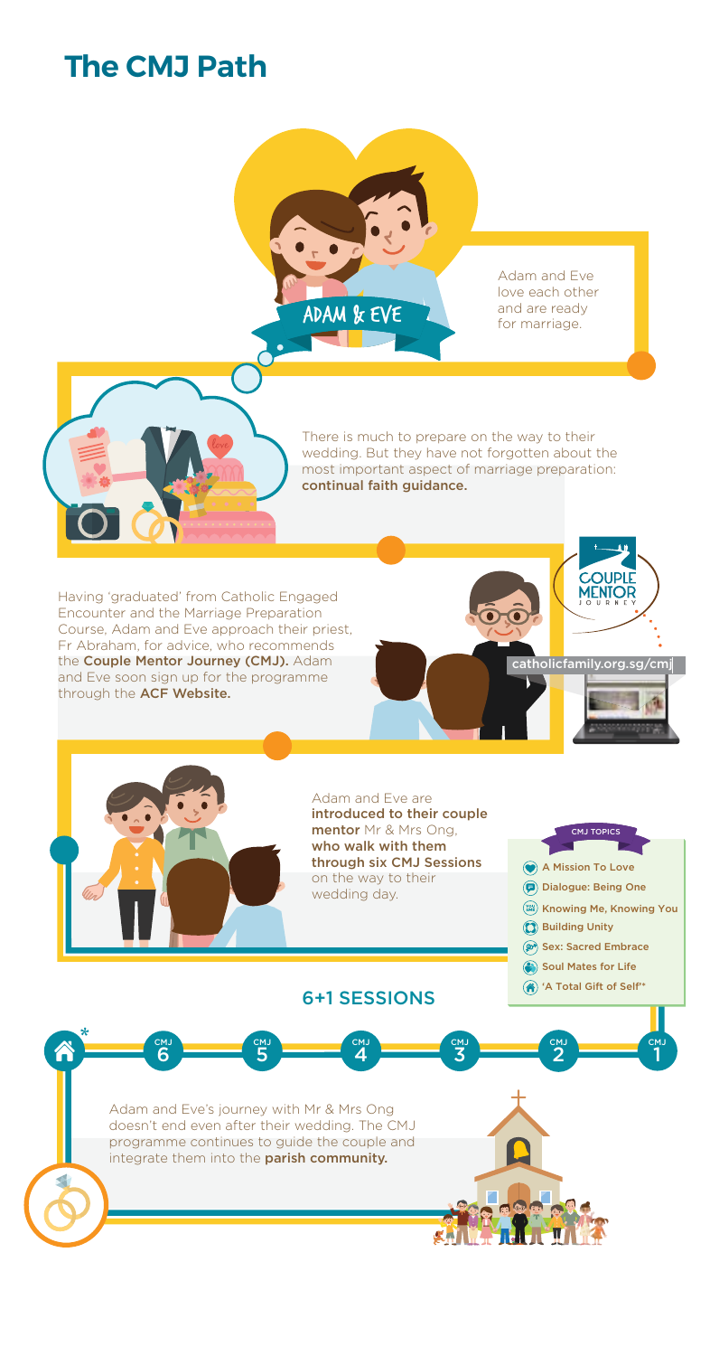# The CMJ Path

ADAM & EVE

Adam and Eve love each other and are ready for marriage.

There is much to prepare on the way to their wedding. But they have not forgotten about the most important aspect of marriage preparation: **continual faith guidance.**

Having 'graduated' from Catholic Engaged Encounter and the Marriage Preparation Course, Adam and Eve approach their priest, Fr Abraham, for advice, who recommends the **Couple Mentor Journey (CMJ).** Adam and Eve soon sign up for the programme through the **ACF Website.**

COUPLE MENTOR JOURNEY

catholicfamily.org.sg/cmj

Adam and Eve are **introduced to their couple mentor** Mr & Mrs Ong, **who walk with them through six CMJ Sessions** on the way to their wedding day.

CMJ TOPICS

- A Mission To Love
- Dialogue: Being One
- Knowing Me, Knowing You
- Building Unity
- Sex: Sacred Embrace
- Soul Mates for Life
- 'A Total Gift of Self'*

## 6+1 SESSIONS

* CMJ 6 — CMJ 5 — CMJ 4 — CMJ 3 — CMJ 2 — CMJ 1

Adam and Eve's journey with Mr & Mrs Ong doesn't end even after their wedding. The CMJ programme continues to guide the couple and integrate them into the **parish community.**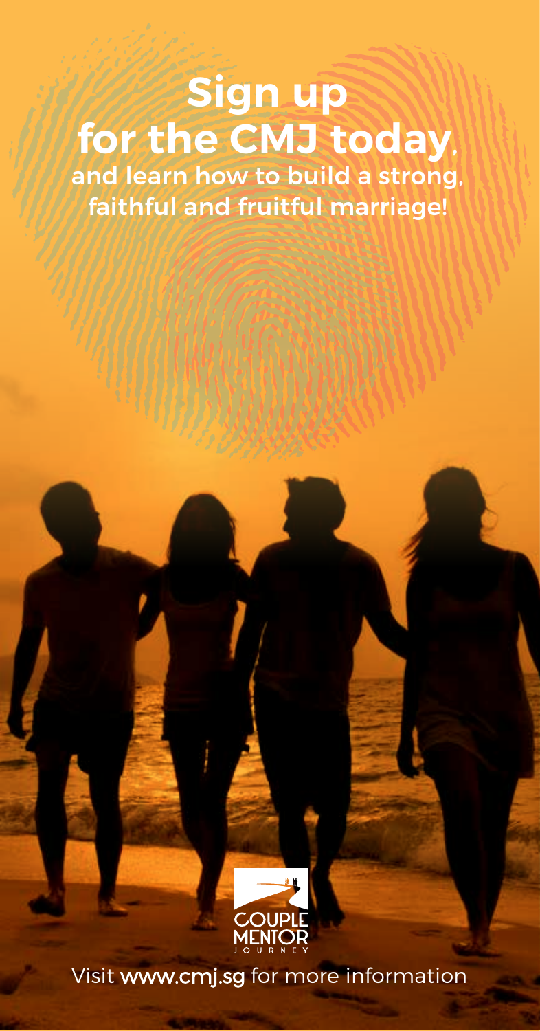# Sign up for the CMJ today,

and learn how to build a strong, faithful and fruitful marriage!

COUPLE MENTOR JOURNEY

Visit www.cmj.sg for more information